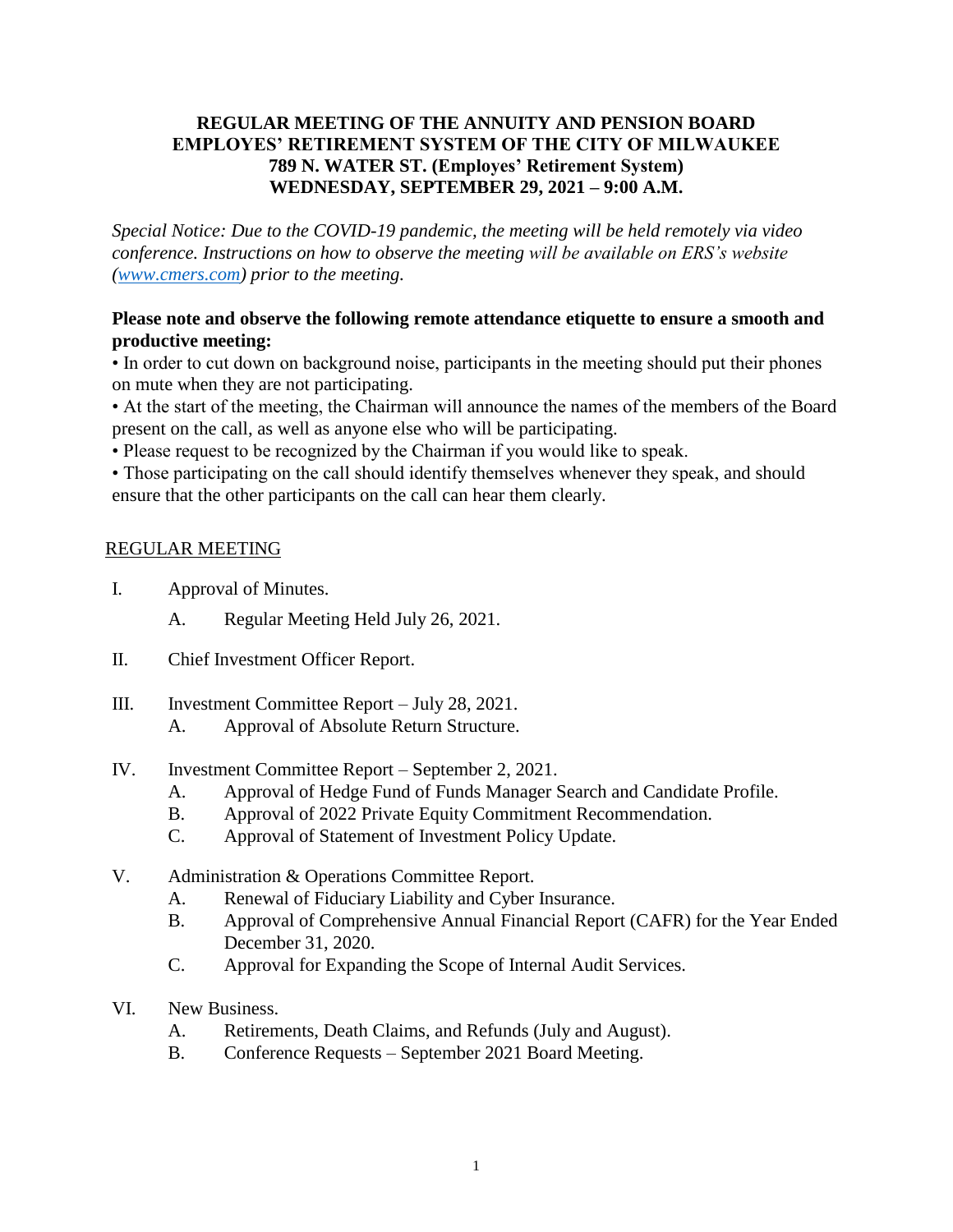# REGULAR MEETING OF THE ANNUITY AND PENSION BOARD EMPLOYES' RETIREMENT SYSTEM OF THE CITY OF MILWAUKEE 789 N. WATER ST. (Employes' Retirement System) WEDNESDAY, SEPTEMBER 29, 2021 – 9:00 A.M.

*Special Notice: Due to the COVID-19 pandemic, the meeting will be held remotely via video conference. Instructions on how to observe the meeting will be available on ERS's website ([www.cmers.com](http://www.cmers.com)) prior to the meeting.*

**Please note and observe the following remote attendance etiquette to ensure a smooth and productive meeting:**

- In order to cut down on background noise, participants in the meeting should put their phones on mute when they are not participating.
- At the start of the meeting, the Chairman will announce the names of the members of the Board present on the call, as well as anyone else who will be participating.
- Please request to be recognized by the Chairman if you would like to speak.
- Those participating on the call should identify themselves whenever they speak, and should ensure that the other participants on the call can hear them clearly.

## REGULAR MEETING

I. Approval of Minutes.
   - A. Regular Meeting Held July 26, 2021.

II. Chief Investment Officer Report.

III. Investment Committee Report – July 28, 2021.
   - A. Approval of Absolute Return Structure.

IV. Investment Committee Report – September 2, 2021.
   - A. Approval of Hedge Fund of Funds Manager Search and Candidate Profile.
   - B. Approval of 2022 Private Equity Commitment Recommendation.
   - C. Approval of Statement of Investment Policy Update.

V. Administration & Operations Committee Report.
   - A. Renewal of Fiduciary Liability and Cyber Insurance.
   - B. Approval of Comprehensive Annual Financial Report (CAFR) for the Year Ended December 31, 2020.
   - C. Approval for Expanding the Scope of Internal Audit Services.

VI. New Business.
   - A. Retirements, Death Claims, and Refunds (July and August).
   - B. Conference Requests – September 2021 Board Meeting.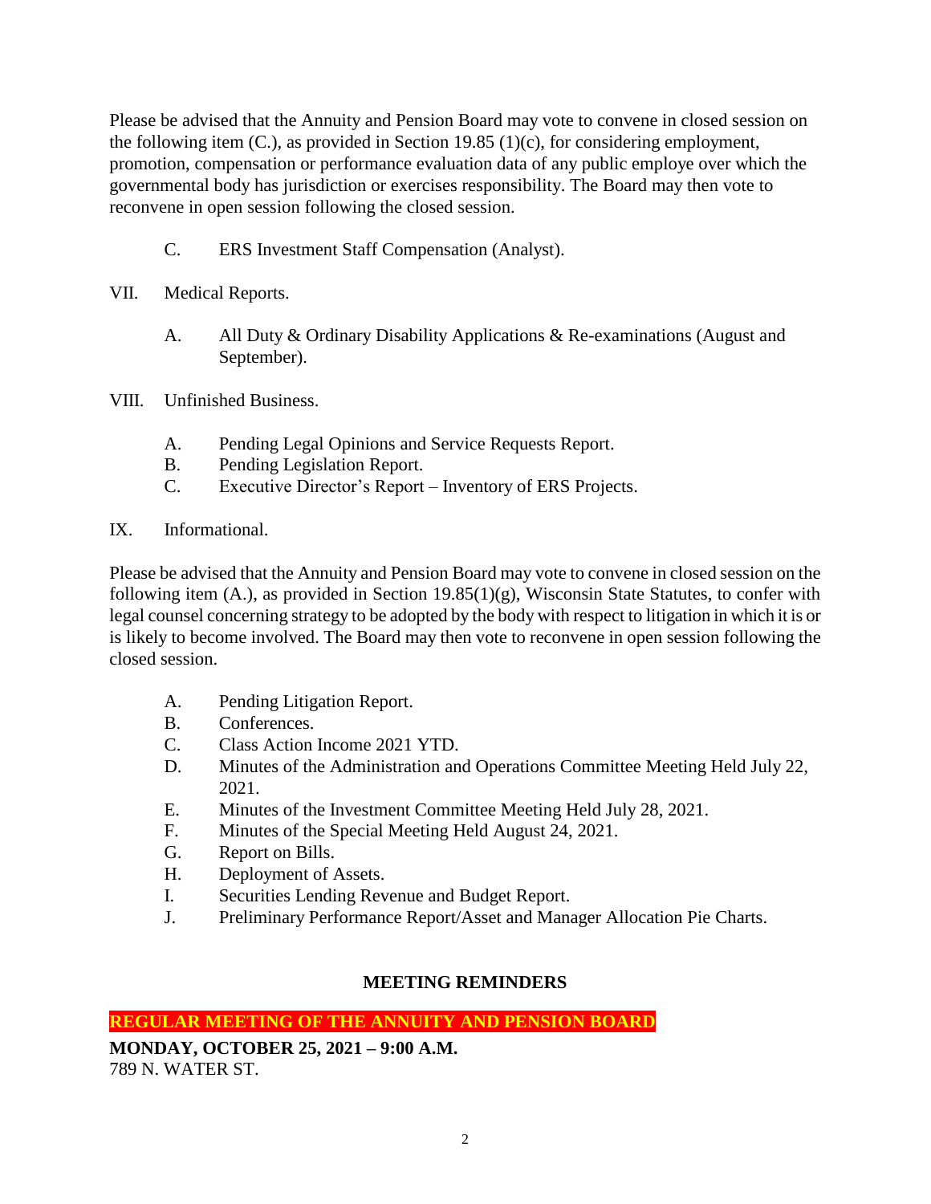Please be advised that the Annuity and Pension Board may vote to convene in closed session on the following item (C.), as provided in Section 19.85 (1)(c), for considering employment, promotion, compensation or performance evaluation data of any public employe over which the governmental body has jurisdiction or exercises responsibility. The Board may then vote to reconvene in open session following the closed session.

C. ERS Investment Staff Compensation (Analyst).

VII. Medical Reports.

A. All Duty & Ordinary Disability Applications & Re-examinations (August and September).

VIII. Unfinished Business.

A. Pending Legal Opinions and Service Requests Report.
B. Pending Legislation Report.
C. Executive Director's Report – Inventory of ERS Projects.

IX. Informational.

Please be advised that the Annuity and Pension Board may vote to convene in closed session on the following item (A.), as provided in Section 19.85(1)(g), Wisconsin State Statutes, to confer with legal counsel concerning strategy to be adopted by the body with respect to litigation in which it is or is likely to become involved. The Board may then vote to reconvene in open session following the closed session.

A. Pending Litigation Report.
B. Conferences.
C. Class Action Income 2021 YTD.
D. Minutes of the Administration and Operations Committee Meeting Held July 22, 2021.
E. Minutes of the Investment Committee Meeting Held July 28, 2021.
F. Minutes of the Special Meeting Held August 24, 2021.
G. Report on Bills.
H. Deployment of Assets.
I. Securities Lending Revenue and Budget Report.
J. Preliminary Performance Report/Asset and Manager Allocation Pie Charts.

## MEETING REMINDERS

**REGULAR MEETING OF THE ANNUITY AND PENSION BOARD**

**MONDAY, OCTOBER 25, 2021 – 9:00 A.M.**
789 N. WATER ST.